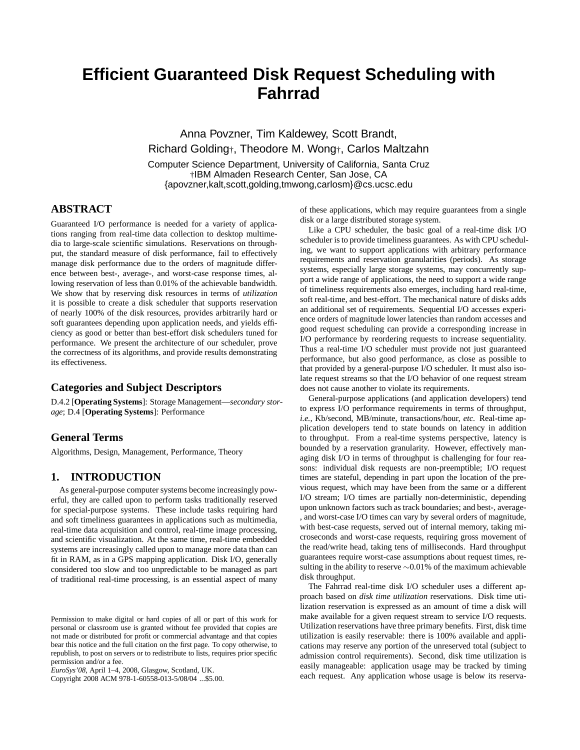# Efficient Guaranteed Disk Request Scheduling with Fahrrad

Anna Povzner, Tim Kaldewey, Scott Brandt,
Richard Golding†, Theodore M. Wong†, Carlos Maltzahn

Computer Science Department, University of California, Santa Cruz
†IBM Almaden Research Center, San Jose, CA
{apovzner,kalt,scott,golding,tmwong,carlosm}@cs.ucsc.edu

## ABSTRACT

Guaranteed I/O performance is needed for a variety of applications ranging from real-time data collection to desktop multimedia to large-scale scientific simulations. Reservations on throughput, the standard measure of disk performance, fail to effectively manage disk performance due to the orders of magnitude difference between best-, average-, and worst-case response times, allowing reservation of less than 0.01% of the achievable bandwidth. We show that by reserving disk resources in terms of *utilization* it is possible to create a disk scheduler that supports reservation of nearly 100% of the disk resources, provides arbitrarily hard or soft guarantees depending upon application needs, and yields efficiency as good or better than best-effort disk schedulers tuned for performance. We present the architecture of our scheduler, prove the correctness of its algorithms, and provide results demonstrating its effectiveness.

## Categories and Subject Descriptors

D.4.2 [**Operating Systems**]: Storage Management—*secondary storage*; D.4 [**Operating Systems**]: Performance

## General Terms

Algorithms, Design, Management, Performance, Theory

## 1. INTRODUCTION

As general-purpose computer systems become increasingly powerful, they are called upon to perform tasks traditionally reserved for special-purpose systems. These include tasks requiring hard and soft timeliness guarantees in applications such as multimedia, real-time data acquisition and control, real-time image processing, and scientific visualization. At the same time, real-time embedded systems are increasingly called upon to manage more data than can fit in RAM, as in a GPS mapping application. Disk I/O, generally considered too slow and too unpredictable to be managed as part of traditional real-time processing, is an essential aspect of many of these applications, which may require guarantees from a single disk or a large distributed storage system.

Like a CPU scheduler, the basic goal of a real-time disk I/O scheduler is to provide timeliness guarantees. As with CPU scheduling, we want to support applications with arbitrary performance requirements and reservation granularities (periods). As storage systems, especially large storage systems, may concurrently support a wide range of applications, the need to support a wide range of timeliness requirements also emerges, including hard real-time, soft real-time, and best-effort. The mechanical nature of disks adds an additional set of requirements. Sequential I/O accesses experience orders of magnitude lower latencies than random accesses and good request scheduling can provide a corresponding increase in I/O performance by reordering requests to increase sequentiality. Thus a real-time I/O scheduler must provide not just guaranteed performance, but also good performance, as close as possible to that provided by a general-purpose I/O scheduler. It must also isolate request streams so that the I/O behavior of one request stream does not cause another to violate its requirements.

General-purpose applications (and application developers) tend to express I/O performance requirements in terms of throughput, *i.e.,* Kb/second, MB/minute, transactions/hour, *etc.* Real-time application developers tend to state bounds on latency in addition to throughput. From a real-time systems perspective, latency is bounded by a reservation granularity. However, effectively managing disk I/O in terms of throughput is challenging for four reasons: individual disk requests are non-preemptible; I/O request times are stateful, depending in part upon the location of the previous request, which may have been from the same or a different I/O stream; I/O times are partially non-deterministic, depending upon unknown factors such as track boundaries; and best-, average-, and worst-case I/O times can vary by several orders of magnitude, with best-case requests, served out of internal memory, taking microseconds and worst-case requests, requiring gross movement of the read/write head, taking tens of milliseconds. Hard throughput guarantees require worst-case assumptions about request times, resulting in the ability to reserve ~0.01% of the maximum achievable disk throughput.

The Fahrrad real-time disk I/O scheduler uses a different approach based on *disk time utilization* reservations. Disk time utilization reservation is expressed as an amount of time a disk will make available for a given request stream to service I/O requests. Utilization reservations have three primary benefits. First, disk time utilization is easily reservable: there is 100% available and applications may reserve any portion of the unreserved total (subject to admission control requirements). Second, disk time utilization is easily manageable: application usage may be tracked by timing each request. Any application whose usage is below its reserva-

Permission to make digital or hard copies of all or part of this work for personal or classroom use is granted without fee provided that copies are not made or distributed for profit or commercial advantage and that copies bear this notice and the full citation on the first page. To copy otherwise, to republish, to post on servers or to redistribute to lists, requires prior specific permission and/or a fee.
*EuroSys'08,* April 1–4, 2008, Glasgow, Scotland, UK.
Copyright 2008 ACM 978-1-60558-013-5/08/04 ...$5.00.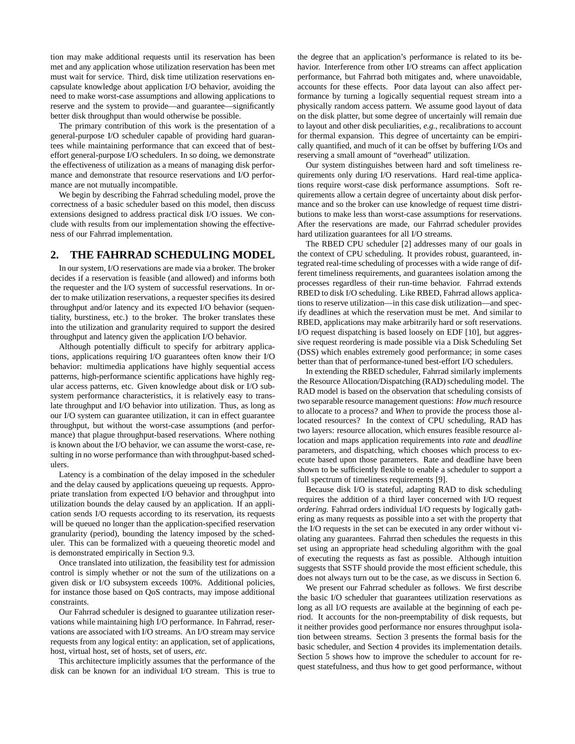tion may make additional requests until its reservation has been met and any application whose utilization reservation has been met must wait for service. Third, disk time utilization reservations encapsulate knowledge about application I/O behavior, avoiding the need to make worst-case assumptions and allowing applications to reserve and the system to provide—and guarantee—significantly better disk throughput than would otherwise be possible.

The primary contribution of this work is the presentation of a general-purpose I/O scheduler capable of providing hard guarantees while maintaining performance that can exceed that of best-effort general-purpose I/O schedulers. In so doing, we demonstrate the effectiveness of utilization as a means of managing disk performance and demonstrate that resource reservations and I/O performance are not mutually incompatible.

We begin by describing the Fahrrad scheduling model, prove the correctness of a basic scheduler based on this model, then discuss extensions designed to address practical disk I/O issues. We conclude with results from our implementation showing the effectiveness of our Fahrrad implementation.

## 2. THE FAHRRAD SCHEDULING MODEL

In our system, I/O reservations are made via a broker. The broker decides if a reservation is feasible (and allowed) and informs both the requester and the I/O system of successful reservations. In order to make utilization reservations, a requester specifies its desired throughput and/or latency and its expected I/O behavior (sequentiality, burstiness, etc.) to the broker. The broker translates these into the utilization and granularity required to support the desired throughput and latency given the application I/O behavior.

Although potentially difficult to specify for arbitrary applications, applications requiring I/O guarantees often know their I/O behavior: multimedia applications have highly sequential access patterns, high-performance scientific applications have highly regular access patterns, etc. Given knowledge about disk or I/O subsystem performance characteristics, it is relatively easy to translate throughput and I/O behavior into utilization. Thus, as long as our I/O system can guarantee utilization, it can in effect guarantee throughput, but without the worst-case assumptions (and performance) that plague throughput-based reservations. Where nothing is known about the I/O behavior, we can assume the worst-case, resulting in no worse performance than with throughput-based schedulers.

Latency is a combination of the delay imposed in the scheduler and the delay caused by applications queueing up requests. Appropriate translation from expected I/O behavior and throughput into utilization bounds the delay caused by an application. If an application sends I/O requests according to its reservation, its requests will be queued no longer than the application-specified reservation granularity (period), bounding the latency imposed by the scheduler. This can be formalized with a queueing theoretic model and is demonstrated empirically in Section 9.3.

Once translated into utilization, the feasibility test for admission control is simply whether or not the sum of the utilizations on a given disk or I/O subsystem exceeds 100%. Additional policies, for instance those based on QoS contracts, may impose additional constraints.

Our Fahrrad scheduler is designed to guarantee utilization reservations while maintaining high I/O performance. In Fahrrad, reservations are associated with I/O streams. An I/O stream may service requests from any logical entity: an application, set of applications, host, virtual host, set of hosts, set of users, *etc.*

This architecture implicitly assumes that the performance of the disk can be known for an individual I/O stream. This is true to the degree that an application's performance is related to its behavior. Interference from other I/O streams can affect application performance, but Fahrrad both mitigates and, where unavoidable, accounts for these effects. Poor data layout can also affect performance by turning a logically sequential request stream into a physically random access pattern. We assume good layout of data on the disk platter, but some degree of uncertainly will remain due to layout and other disk peculiarities, *e.g.*, recalibrations to account for thermal expansion. This degree of uncertainty can be empirically quantified, and much of it can be offset by buffering I/Os and reserving a small amount of "overhead" utilization.

Our system distinguishes between hard and soft timeliness requirements only during I/O reservations. Hard real-time applications require worst-case disk performance assumptions. Soft requirements allow a certain degree of uncertainty about disk performance and so the broker can use knowledge of request time distributions to make less than worst-case assumptions for reservations. After the reservations are made, our Fahrrad scheduler provides hard utilization guarantees for all I/O streams.

The RBED CPU scheduler [2] addresses many of our goals in the context of CPU scheduling. It provides robust, guaranteed, integrated real-time scheduling of processes with a wide range of different timeliness requirements, and guarantees isolation among the processes regardless of their run-time behavior. Fahrrad extends RBED to disk I/O scheduling. Like RBED, Fahrrad allows applications to reserve utilization—in this case disk utilization—and specify deadlines at which the reservation must be met. And similar to RBED, applications may make arbitrarily hard or soft reservations. I/O request dispatching is based loosely on EDF [10], but aggressive request reordering is made possible via a Disk Scheduling Set (DSS) which enables extremely good performance; in some cases better than that of performance-tuned best-effort I/O schedulers.

In extending the RBED scheduler, Fahrrad similarly implements the Resource Allocation/Dispatching (RAD) scheduling model. The RAD model is based on the observation that scheduling consists of two separable resource management questions: *How much* resource to allocate to a process? and *When* to provide the process those allocated resources? In the context of CPU scheduling, RAD has two layers: resource allocation, which ensures feasible resource allocation and maps application requirements into *rate* and *deadline* parameters, and dispatching, which chooses which process to execute based upon those parameters. Rate and deadline have been shown to be sufficiently flexible to enable a scheduler to support a full spectrum of timeliness requirements [9].

Because disk I/O is stateful, adapting RAD to disk scheduling requires the addition of a third layer concerned with I/O request *ordering*. Fahrrad orders individual I/O requests by logically gathering as many requests as possible into a set with the property that the I/O requests in the set can be executed in any order without violating any guarantees. Fahrrad then schedules the requests in this set using an appropriate head scheduling algorithm with the goal of executing the requests as fast as possible. Although intuition suggests that SSTF should provide the most efficient schedule, this does not always turn out to be the case, as we discuss in Section 6.

We present our Fahrrad scheduler as follows. We first describe the basic I/O scheduler that guarantees utilization reservations as long as all I/O requests are available at the beginning of each period. It accounts for the non-preemptability of disk requests, but it neither provides good performance nor ensures throughput isolation between streams. Section 3 presents the formal basis for the basic scheduler, and Section 4 provides its implementation details. Section 5 shows how to improve the scheduler to account for request statefulness, and thus how to get good performance, without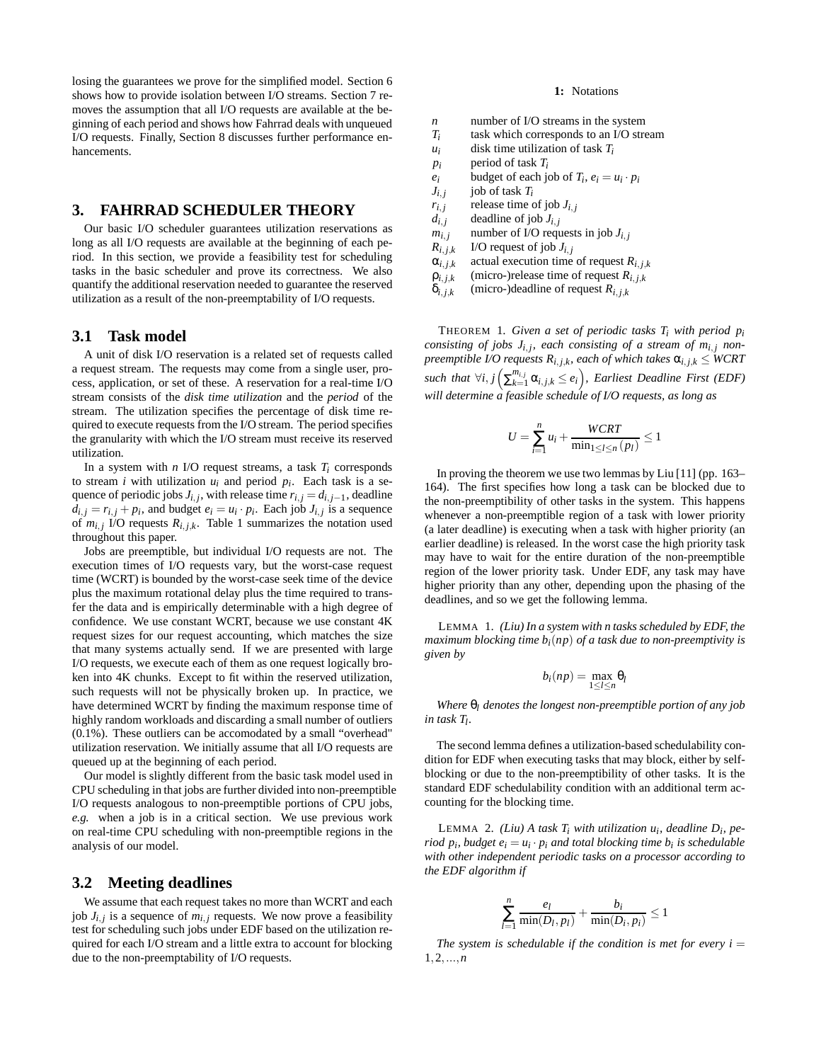losing the guarantees we prove for the simplified model. Section 6 shows how to provide isolation between I/O streams. Section 7 removes the assumption that all I/O requests are available at the beginning of each period and shows how Fahrrad deals with unqueued I/O requests. Finally, Section 8 discusses further performance enhancements.

## 3. FAHRRAD SCHEDULER THEORY

Our basic I/O scheduler guarantees utilization reservations as long as all I/O requests are available at the beginning of each period. In this section, we provide a feasibility test for scheduling tasks in the basic scheduler and prove its correctness. We also quantify the additional reservation needed to guarantee the reserved utilization as a result of the non-preemptability of I/O requests.

### 3.1 Task model

A unit of disk I/O reservation is a related set of requests called a request stream. The requests may come from a single user, process, application, or set of these. A reservation for a real-time I/O stream consists of the *disk time utilization* and the *period* of the stream. The utilization specifies the percentage of disk time required to execute requests from the I/O stream. The period specifies the granularity with which the I/O stream must receive its reserved utilization.

In a system with $n$ I/O request streams, a task $T_i$ corresponds to stream $i$ with utilization $u_i$ and period $p_i$. Each task is a sequence of periodic jobs $J_{i,j}$, with release time $r_{i,j} = d_{i,j-1}$, deadline $d_{i,j} = r_{i,j} + p_i$, and budget $e_i = u_i \cdot p_i$. Each job $J_{i,j}$ is a sequence of $m_{i,j}$ I/O requests $R_{i,j,k}$. Table 1 summarizes the notation used throughout this paper.

Jobs are preemptible, but individual I/O requests are not. The execution times of I/O requests vary, but the worst-case request time (WCRT) is bounded by the worst-case seek time of the device plus the maximum rotational delay plus the time required to transfer the data and is empirically determinable with a high degree of confidence. We use constant WCRT, because we use constant 4K request sizes for our request accounting, which matches the size that many systems actually send. If we are presented with large I/O requests, we execute each of them as one request logically broken into 4K chunks. Except to fit within the reserved utilization, such requests will not be physically broken up. In practice, we have determined WCRT by finding the maximum response time of highly random workloads and discarding a small number of outliers (0.1%). These outliers can be accomodated by a small "overhead" utilization reservation. We initially assume that all I/O requests are queued up at the beginning of each period.

Our model is slightly different from the basic task model used in CPU scheduling in that jobs are further divided into non-preemptible I/O requests analogous to non-preemptible portions of CPU jobs, *e.g.* when a job is in a critical section. We use previous work on real-time CPU scheduling with non-preemptible regions in the analysis of our model.

### 3.2 Meeting deadlines

We assume that each request takes no more than WCRT and each job $J_{i,j}$ is a sequence of $m_{i,j}$ requests. We now prove a feasibility test for scheduling such jobs under EDF based on the utilization required for each I/O stream and a little extra to account for blocking due to the non-preemptability of I/O requests.

**1:** Notations

| | |
|---|---|
| $n$ | number of I/O streams in the system |
| $T_i$ | task which corresponds to an I/O stream |
| $u_i$ | disk time utilization of task $T_i$ |
| $p_i$ | period of task $T_i$ |
| $e_i$ | budget of each job of $T_i$, $e_i = u_i \cdot p_i$ |
| $J_{i,j}$ | job of task $T_i$ |
| $r_{i,j}$ | release time of job $J_{i,j}$ |
| $d_{i,j}$ | deadline of job $J_{i,j}$ |
| $m_{i,j}$ | number of I/O requests in job $J_{i,j}$ |
| $R_{i,j,k}$ | I/O request of job $J_{i,j}$ |
| $\alpha_{i,j,k}$ | actual execution time of request $R_{i,j,k}$ |
| $\rho_{i,j,k}$ | (micro-)release time of request $R_{i,j,k}$ |
| $\delta_{i,j,k}$ | (micro-)deadline of request $R_{i,j,k}$ |

THEOREM 1. *Given a set of periodic tasks $T_i$ with period $p_i$ consisting of jobs $J_{i,j}$, each consisting of a stream of $m_{i,j}$ non-preemptible I/O requests $R_{i,j,k}$, each of which takes $\alpha_{i,j,k} \leq WCRT$ such that $\forall i,j \left(\sum_{k=1}^{m_{i,j}} \alpha_{i,j,k} \leq e_i\right)$, Earliest Deadline First (EDF) will determine a feasible schedule of I/O requests, as long as*

$$U = \sum_{i=1}^{n} u_i + \frac{WCRT}{\min_{1 \leq l \leq n}(p_l)} \leq 1$$

In proving the theorem we use two lemmas by Liu [11] (pp. 163–164). The first specifies how long a task can be blocked due to the non-preemptibility of other tasks in the system. This happens whenever a non-preemptible region of a task with lower priority (a later deadline) is executing when a task with higher priority (an earlier deadline) is released. In the worst case the high priority task may have to wait for the entire duration of the non-preemptible region of the lower priority task. Under EDF, any task may have higher priority than any other, depending upon the phasing of the deadlines, and so we get the following lemma.

LEMMA 1. *(Liu) In a system with n tasks scheduled by EDF, the maximum blocking time $b_i(np)$ of a task due to non-preemptivity is given by*

$$b_i(np) = \max_{1 \leq l \leq n} \theta_l$$

*Where $\theta_l$ denotes the longest non-preemptible portion of any job in task $T_l$.*

The second lemma defines a utilization-based schedulability condition for EDF when executing tasks that may block, either by self-blocking or due to the non-preemptibility of other tasks. It is the standard EDF schedulability condition with an additional term accounting for the blocking time.

LEMMA 2. *(Liu) A task $T_i$ with utilization $u_i$, deadline $D_i$, period $p_i$, budget $e_i = u_i \cdot p_i$ and total blocking time $b_i$ is schedulable with other independent periodic tasks on a processor according to the EDF algorithm if*

$$\sum_{l=1}^{n} \frac{e_l}{\min(D_l, p_l)} + \frac{b_i}{\min(D_i, p_i)} \leq 1$$

*The system is schedulable if the condition is met for every $i = 1, 2, \ldots, n$*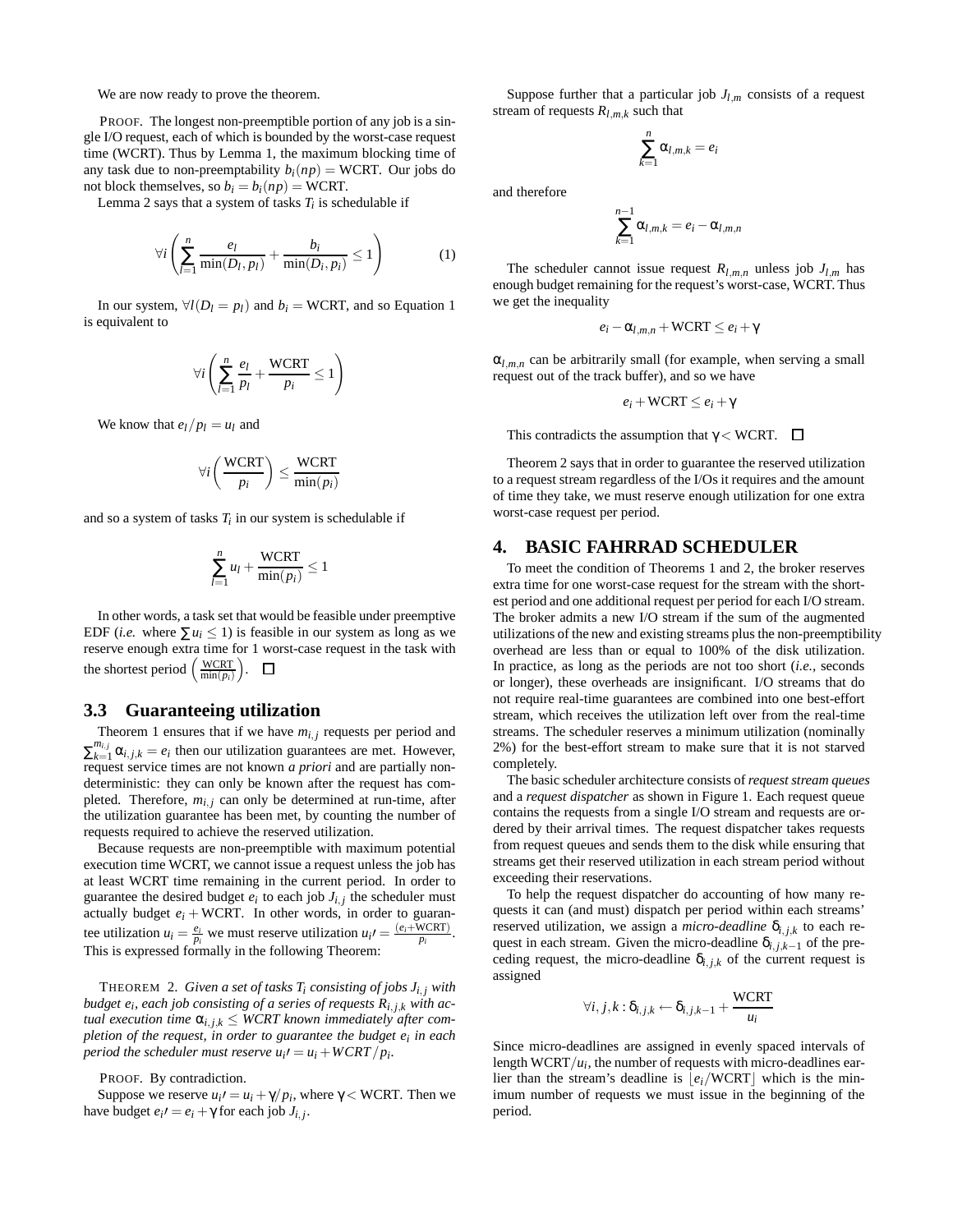We are now ready to prove the theorem.

PROOF. The longest non-preemptible portion of any job is a single I/O request, each of which is bounded by the worst-case request time (WCRT). Thus by Lemma 1, the maximum blocking time of any task due to non-preemptability $b_i(np) = \text{WCRT}$. Our jobs do not block themselves, so $b_i = b_i(np) = \text{WCRT}$.

Lemma 2 says that a system of tasks $T_i$ is schedulable if

$$\forall i \left( \sum_{l=1}^{n} \frac{e_l}{\min(D_l, p_l)} + \frac{b_i}{\min(D_i, p_i)} \leq 1 \right) \qquad (1)$$

In our system, $\forall l (D_l = p_l)$ and $b_i = \text{WCRT}$, and so Equation 1 is equivalent to

$$\forall i \left( \sum_{l=1}^{n} \frac{e_l}{p_l} + \frac{\text{WCRT}}{p_i} \leq 1 \right)$$

We know that $e_l / p_l = u_l$ and

$$\forall i \left( \frac{\text{WCRT}}{p_i} \right) \leq \frac{\text{WCRT}}{\min(p_i)}$$

and so a system of tasks $T_i$ in our system is schedulable if

$$\sum_{l=1}^{n} u_l + \frac{\text{WCRT}}{\min(p_i)} \leq 1$$

In other words, a task set that would be feasible under preemptive EDF (*i.e.* where $\sum u_i \leq 1$) is feasible in our system as long as we reserve enough extra time for 1 worst-case request in the task with the shortest period $\left(\frac{\text{WCRT}}{\min(p_i)}\right)$. □

### 3.3 Guaranteeing utilization

Theorem 1 ensures that if we have $m_{i,j}$ requests per period and $\sum_{k=1}^{m_{i,j}} \alpha_{i,j,k} = e_i$ then our utilization guarantees are met. However, request service times are not known *a priori* and are partially non-deterministic: they can only be known after the request has completed. Therefore, $m_{i,j}$ can only be determined at run-time, after the utilization guarantee has been met, by counting the number of requests required to achieve the reserved utilization.

Because requests are non-preemptible with maximum potential execution time WCRT, we cannot issue a request unless the job has at least WCRT time remaining in the current period. In order to guarantee the desired budget $e_i$ to each job $J_{i,j}$ the scheduler must actually budget $e_i + \text{WCRT}$. In other words, in order to guarantee utilization $u_i = \frac{e_i}{p_i}$ we must reserve utilization $u_i\prime = \frac{(e_i + \text{WCRT})}{p_i}$. This is expressed formally in the following Theorem:

THEOREM 2. *Given a set of tasks $T_i$ consisting of jobs $J_{i,j}$ with budget $e_i$, each job consisting of a series of requests $R_{i,j,k}$ with actual execution time $\alpha_{i,j,k} \leq WCRT$ known immediately after completion of the request, in order to guarantee the budget $e_i$ in each period the scheduler must reserve $u_i\prime = u_i + WCRT/p_i$.*

PROOF. By contradiction.

Suppose we reserve $u_i\prime = u_i + \gamma / p_i$, where $\gamma < \text{WCRT}$. Then we have budget $e_i\prime = e_i + \gamma$ for each job $J_{i,j}$.

Suppose further that a particular job $J_{l,m}$ consists of a request stream of requests $R_{l,m,k}$ such that

$$\sum_{k=1}^{n} \alpha_{l,m,k} = e_i$$

and therefore

$$\sum_{k=1}^{n-1} \alpha_{l,m,k} = e_i - \alpha_{l,m,n}$$

The scheduler cannot issue request $R_{l,m,n}$ unless job $J_{l,m}$ has enough budget remaining for the request's worst-case, WCRT. Thus we get the inequality

$$e_i - \alpha_{l,m,n} + \text{WCRT} \leq e_i + \gamma$$

$\alpha_{l,m,n}$ can be arbitrarily small (for example, when serving a small request out of the track buffer), and so we have

$$e_i + \text{WCRT} \leq e_i + \gamma$$

This contradicts the assumption that $\gamma < \text{WCRT}$. □

Theorem 2 says that in order to guarantee the reserved utilization to a request stream regardless of the I/Os it requires and the amount of time they take, we must reserve enough utilization for one extra worst-case request per period.

## 4. BASIC FAHRRAD SCHEDULER

To meet the condition of Theorems 1 and 2, the broker reserves extra time for one worst-case request for the stream with the shortest period and one additional request per period for each I/O stream. The broker admits a new I/O stream if the sum of the augmented utilizations of the new and existing streams plus the non-preemptibility overhead are less than or equal to 100% of the disk utilization. In practice, as long as the periods are not too short (*i.e.*, seconds or longer), these overheads are insignificant. I/O streams that do not require real-time guarantees are combined into one best-effort stream, which receives the utilization left over from the real-time streams. The scheduler reserves a minimum utilization (nominally 2%) for the best-effort stream to make sure that it is not starved completely.

The basic scheduler architecture consists of *request stream queues* and a *request dispatcher* as shown in Figure 1. Each request queue contains the requests from a single I/O stream and requests are ordered by their arrival times. The request dispatcher takes requests from request queues and sends them to the disk while ensuring that streams get their reserved utilization in each stream period without exceeding their reservations.

To help the request dispatcher do accounting of how many requests it can (and must) dispatch per period within each streams' reserved utilization, we assign a *micro-deadline* $\delta_{i,j,k}$ to each request in each stream. Given the micro-deadline $\delta_{i,j,k-1}$ of the preceding request, the micro-deadline $\delta_{i,j,k}$ of the current request is assigned

$$\forall i, j, k : \delta_{i,j,k} \leftarrow \delta_{i,j,k-1} + \frac{\text{WCRT}}{u_i}$$

Since micro-deadlines are assigned in evenly spaced intervals of length $\text{WCRT}/u_i$, the number of requests with micro-deadlines earlier than the stream's deadline is $\lfloor e_i / \text{WCRT} \rfloor$ which is the minimum number of requests we must issue in the beginning of the period.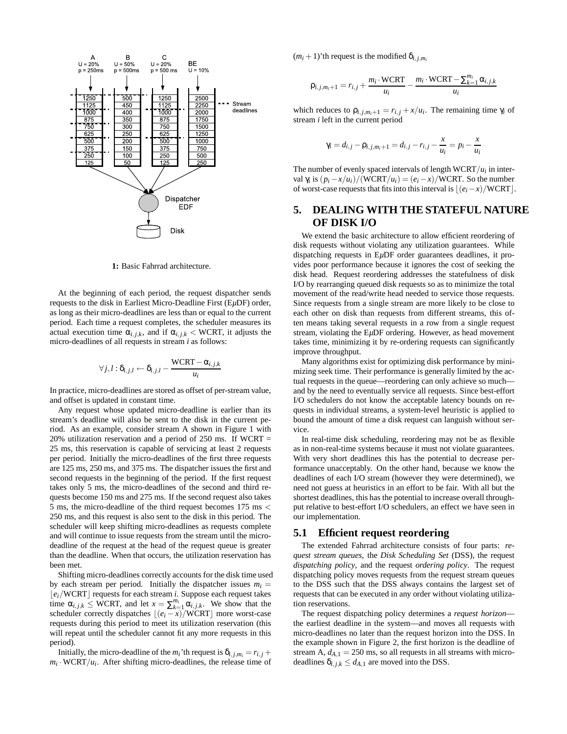A
U = 20%
p = 250ms

B
U = 50%
p = 500ms

C
U = 20%
p = 500 ms

BE
U = 10%

1250 1125 1000 875 750 625 500 375 250 125

500 450 400 350 300 250 200 150 100 50

1250 1125 1000 875 750 625 500 375 250 125

2500 2250 2000 1750 1500 1250 1000 750 500 250

Stream deadlines

Dispatcher
EDF

Disk

**1:** Basic Fahrrad architecture.

At the beginning of each period, the request dispatcher sends requests to the disk in Earliest Micro-Deadline First (E$\mu$DF) order, as long as their micro-deadlines are less than or equal to the current period. Each time a request completes, the scheduler measures its actual execution time $\alpha_{i,j,k}$, and if $\alpha_{i,j,k} <$ WCRT, it adjusts the micro-deadlines of all requests in stream $i$ as follows:

$$\forall j,l : \delta_{i,j,l} \leftarrow \delta_{i,j,l} - \frac{\text{WCRT} - \alpha_{i,j,k}}{u_i}$$

In practice, micro-deadlines are stored as offset of per-stream value, and offset is updated in constant time.

Any request whose updated micro-deadline is earlier than its stream's deadline will also be sent to the disk in the current period. As an example, consider stream A shown in Figure 1 with 20% utilization reservation and a period of 250 ms. If WCRT = 25 ms, this reservation is capable of servicing at least 2 requests per period. Initially the micro-deadlines of the first three requests are 125 ms, 250 ms, and 375 ms. The dispatcher issues the first and second requests in the beginning of the period. If the first request takes only 5 ms, the micro-deadlines of the second and third requests become 150 ms and 275 ms. If the second request also takes 5 ms, the micro-deadline of the third request becomes 175 ms < 250 ms, and this request is also sent to the disk in this period. The scheduler will keep shifting micro-deadlines as requests complete and will continue to issue requests from the stream until the micro-deadline of the request at the head of the request queue is greater than the deadline. When that occurs, the utilization reservation has been met.

Shifting micro-deadlines correctly accounts for the disk time used by each stream per period. Initially the dispatcher issues $m_i = \lfloor e_i/\text{WCRT} \rfloor$ requests for each stream $i$. Suppose each request takes time $\alpha_{i,j,k} \leq$ WCRT, and let $x = \sum_{k=1}^{m_i} \alpha_{i,j,k}$. We show that the scheduler correctly dispatches $\lfloor (e_i - x)/\text{WCRT} \rfloor$ more worst-case requests during this period to meet its utilization reservation (this will repeat until the scheduler cannot fit any more requests in this period).

Initially, the micro-deadline of the $m_i$'th request is $\delta_{i,j,m_i} = r_{i,j} + m_i \cdot \text{WCRT}/u_i$. After shifting micro-deadlines, the release time of $(m_i + 1)$'th request is the modified $\delta_{i,j,m_i}$

$$\rho_{i,j,m_i+1} = r_{i,j} + \frac{m_i \cdot \text{WCRT}}{u_i} - \frac{m_i \cdot \text{WCRT} - \sum_{k=1}^{m_i} \alpha_{i,j,k}}{u_i}$$

which reduces to $\rho_{i,j,m_i+1} = r_{i,j} + x/u_i$. The remaining time $\gamma_i$ of stream $i$ left in the current period

$$\gamma_i = d_{i,j} - \rho_{i,j,m_i+1} = d_{i,j} - r_{i,j} - \frac{x}{u_i} = p_i - \frac{x}{u_i}$$

The number of evenly spaced intervals of length WCRT$/u_i$ in interval $\gamma_i$ is $(p_i - x/u_i)/(\text{WCRT}/u_i) = (e_i - x)/\text{WCRT}$. So the number of worst-case requests that fits into this interval is $\lfloor (e_i - x)/\text{WCRT} \rfloor$.

# 5. DEALING WITH THE STATEFUL NATURE OF DISK I/O

We extend the basic architecture to allow efficient reordering of disk requests without violating any utilization guarantees. While dispatching requests in E$\mu$DF order guarantees deadlines, it provides poor performance because it ignores the cost of seeking the disk head. Request reordering addresses the statefulness of disk I/O by rearranging queued disk requests so as to minimize the total movement of the read/write head needed to service those requests. Since requests from a single stream are more likely to be close to each other on disk than requests from different streams, this often means taking several requests in a row from a single request stream, violating the E$\mu$DF ordering. However, as head movement takes time, minimizing it by re-ordering requests can significantly improve throughput.

Many algorithms exist for optimizing disk performance by minimizing seek time. Their performance is generally limited by the actual requests in the queue—reordering can only achieve so much—and by the need to eventually service all requests. Since best-effort I/O schedulers do not know the acceptable latency bounds on requests in individual streams, a system-level heuristic is applied to bound the amount of time a disk request can languish without service.

In real-time disk scheduling, reordering may not be as flexible as in non-real-time systems because it must not violate guarantees. With very short deadlines this has the potential to decrease performance unacceptably. On the other hand, because we know the deadlines of each I/O stream (however they were determined), we need not guess at heuristics in an effort to be fair. With all but the shortest deadlines, this has the potential to increase overall throughput relative to best-effort I/O schedulers, an effect we have seen in our implementation.

## 5.1 Efficient request reordering

The extended Fahrrad architecture consists of four parts: *request stream queues*, the *Disk Scheduling Set* (DSS), the request *dispatching policy*, and the request *ordering policy*. The request dispatching policy moves requests from the request stream queues to the DSS such that the DSS always contains the largest set of requests that can be executed in any order without violating utilization reservations.

The request dispatching policy determines a *request horizon*—the earliest deadline in the system—and moves all requests with micro-deadlines no later than the request horizon into the DSS. In the example shown in Figure 2, the first horizon is the deadline of stream A, $d_{A,1} = 250$ ms, so all requests in all streams with micro-deadlines $\delta_{i,j,k} \leq d_{A,1}$ are moved into the DSS.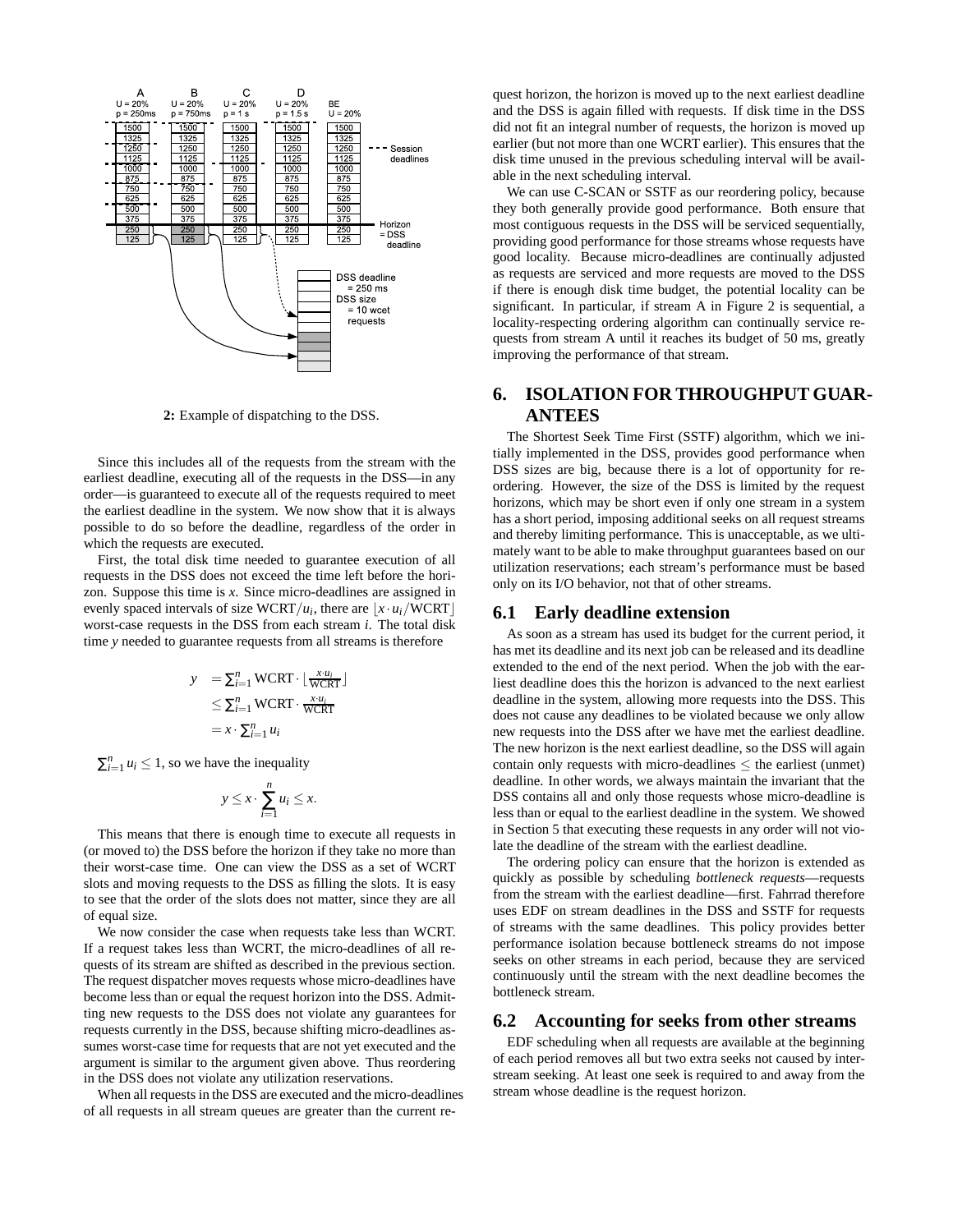A
U = 20%
p = 250ms

B
U = 20%
p = 750ms

C
U = 20%
p = 1 s

D
U = 20%
p = 1.5 s

BE
U = 20%

1500
1325
1250
1125
1000
875
750
625
500
375
250
125

Session deadlines

Horizon = DSS deadline

DSS deadline = 250 ms
DSS size = 10 wcet requests

**2:** Example of dispatching to the DSS.

Since this includes all of the requests from the stream with the earliest deadline, executing all of the requests in the DSS—in any order—is guaranteed to execute all of the requests required to meet the earliest deadline in the system. We now show that it is always possible to do so before the deadline, regardless of the order in which the requests are executed.

First, the total disk time needed to guarantee execution of all requests in the DSS does not exceed the time left before the horizon. Suppose this time is $x$. Since micro-deadlines are assigned in evenly spaced intervals of size $\text{WCRT}/u_i$, there are $\lfloor x \cdot u_i/\text{WCRT} \rfloor$ worst-case requests in the DSS from each stream $i$. The total disk time $y$ needed to guarantee requests from all streams is therefore

$$
\begin{aligned}
y &= \textstyle\sum_{i=1}^{n} \text{WCRT} \cdot \lfloor \frac{x \cdot u_i}{\text{WCRT}} \rfloor \\
&\leq \textstyle\sum_{i=1}^{n} \text{WCRT} \cdot \frac{x \cdot u_i}{\text{WCRT}} \\
&= x \cdot \textstyle\sum_{i=1}^{n} u_i
\end{aligned}
$$

$\sum_{i=1}^{n} u_i \leq 1$, so we have the inequality

$$
y \leq x \cdot \sum_{i=1}^{n} u_i \leq x.
$$

This means that there is enough time to execute all requests in (or moved to) the DSS before the horizon if they take no more than their worst-case time. One can view the DSS as a set of WCRT slots and moving requests to the DSS as filling the slots. It is easy to see that the order of the slots does not matter, since they are all of equal size.

We now consider the case when requests take less than WCRT. If a request takes less than WCRT, the micro-deadlines of all requests of its stream are shifted as described in the previous section. The request dispatcher moves requests whose micro-deadlines have become less than or equal the request horizon into the DSS. Admitting new requests to the DSS does not violate any guarantees for requests currently in the DSS, because shifting micro-deadlines assumes worst-case time for requests that are not yet executed and the argument is similar to the argument given above. Thus reordering in the DSS does not violate any utilization reservations.

When all requests in the DSS are executed and the micro-deadlines of all requests in all stream queues are greater than the current request horizon, the horizon is moved up to the next earliest deadline and the DSS is again filled with requests. If disk time in the DSS did not fit an integral number of requests, the horizon is moved up earlier (but not more than one WCRT earlier). This ensures that the disk time unused in the previous scheduling interval will be available in the next scheduling interval.

We can use C-SCAN or SSTF as our reordering policy, because they both generally provide good performance. Both ensure that most contiguous requests in the DSS will be serviced sequentially, providing good performance for those streams whose requests have good locality. Because micro-deadlines are continually adjusted as requests are serviced and more requests are moved to the DSS if there is enough disk time budget, the potential locality can be significant. In particular, if stream A in Figure 2 is sequential, a locality-respecting ordering algorithm can continually service requests from stream A until it reaches its budget of 50 ms, greatly improving the performance of that stream.

## 6. ISOLATION FOR THROUGHPUT GUARANTEES

The Shortest Seek Time First (SSTF) algorithm, which we initially implemented in the DSS, provides good performance when DSS sizes are big, because there is a lot of opportunity for reordering. However, the size of the DSS is limited by the request horizons, which may be short even if only one stream in a system has a short period, imposing additional seeks on all request streams and thereby limiting performance. This is unacceptable, as we ultimately want to be able to make throughput guarantees based on our utilization reservations; each stream's performance must be based only on its I/O behavior, not that of other streams.

### 6.1 Early deadline extension

As soon as a stream has used its budget for the current period, it has met its deadline and its next job can be released and its deadline extended to the end of the next period. When the job with the earliest deadline does this the horizon is advanced to the next earliest deadline in the system, allowing more requests into the DSS. This does not cause any deadlines to be violated because we only allow new requests into the DSS after we have met the earliest deadline. The new horizon is the next earliest deadline, so the DSS will again contain only requests with micro-deadlines $\leq$ the earliest (unmet) deadline. In other words, we always maintain the invariant that the DSS contains all and only those requests whose micro-deadline is less than or equal to the earliest deadline in the system. We showed in Section 5 that executing these requests in any order will not violate the deadline of the stream with the earliest deadline.

The ordering policy can ensure that the horizon is extended as quickly as possible by scheduling *bottleneck requests*—requests from the stream with the earliest deadline—first. Fahrrad therefore uses EDF on stream deadlines in the DSS and SSTF for requests of streams with the same deadlines. This policy provides better performance isolation because bottleneck streams do not impose seeks on other streams in each period, because they are serviced continuously until the stream with the next deadline becomes the bottleneck stream.

### 6.2 Accounting for seeks from other streams

EDF scheduling when all requests are available at the beginning of each period removes all but two extra seeks not caused by inter-stream seeking. At least one seek is required to and away from the stream whose deadline is the request horizon.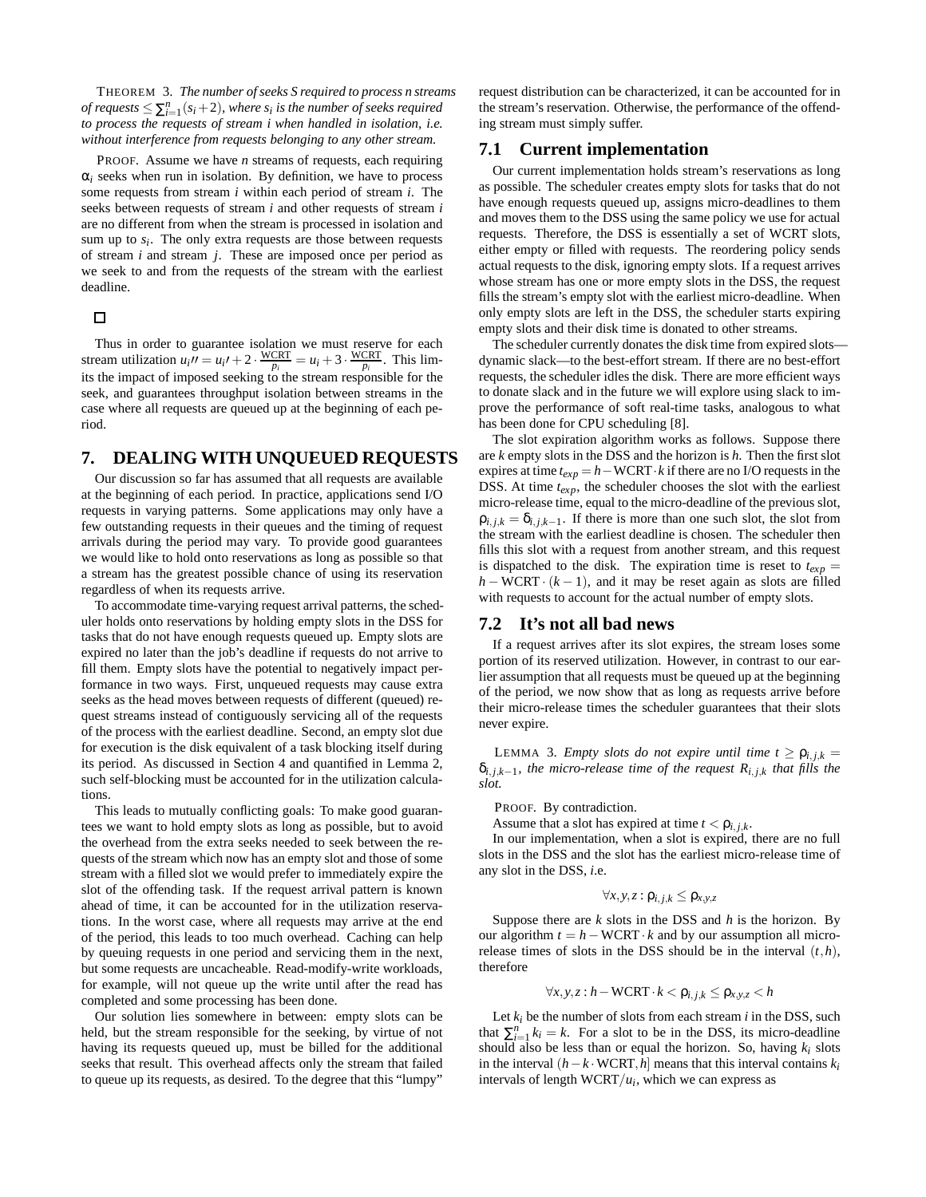THEOREM 3. *The number of seeks S required to process n streams of requests $\leq \sum_{i=1}^{n}(s_i+2)$, where $s_i$ is the number of seeks required to process the requests of stream i when handled in isolation, i.e. without interference from requests belonging to any other stream.*

PROOF. Assume we have $n$ streams of requests, each requiring $\alpha_i$ seeks when run in isolation. By definition, we have to process some requests from stream $i$ within each period of stream $i$. The seeks between requests of stream $i$ and other requests of stream $i$ are no different from when the stream is processed in isolation and sum up to $s_i$. The only extra requests are those between requests of stream $i$ and stream $j$. These are imposed once per period as we seek to and from the requests of the stream with the earliest deadline.

□

Thus in order to guarantee isolation we must reserve for each stream utilization $u_i'' = u_i' + 2 \cdot \frac{\text{WCRT}}{p_i} = u_i + 3 \cdot \frac{\text{WCRT}}{p_i}$. This limits the impact of imposed seeking to the stream responsible for the seek, and guarantees throughput isolation between streams in the case where all requests are queued up at the beginning of each period.

## 7. DEALING WITH UNQUEUED REQUESTS

Our discussion so far has assumed that all requests are available at the beginning of each period. In practice, applications send I/O requests in varying patterns. Some applications may only have a few outstanding requests in their queues and the timing of request arrivals during the period may vary. To provide good guarantees we would like to hold onto reservations as long as possible so that a stream has the greatest possible chance of using its reservation regardless of when its requests arrive.

To accommodate time-varying request arrival patterns, the scheduler holds onto reservations by holding empty slots in the DSS for tasks that do not have enough requests queued up. Empty slots are expired no later than the job's deadline if requests do not arrive to fill them. Empty slots have the potential to negatively impact performance in two ways. First, unqueued requests may cause extra seeks as the head moves between requests of different (queued) request streams instead of contiguously servicing all of the requests of the process with the earliest deadline. Second, an empty slot due for execution is the disk equivalent of a task blocking itself during its period. As discussed in Section 4 and quantified in Lemma 2, such self-blocking must be accounted for in the utilization calculations.

This leads to mutually conflicting goals: To make good guarantees we want to hold empty slots as long as possible, but to avoid the overhead from the extra seeks needed to seek between the requests of the stream which now has an empty slot and those of some stream with a filled slot we would prefer to immediately expire the slot of the offending task. If the request arrival pattern is known ahead of time, it can be accounted for in the utilization reservations. In the worst case, where all requests may arrive at the end of the period, this leads to too much overhead. Caching can help by queuing requests in one period and servicing them in the next, but some requests are uncacheable. Read-modify-write workloads, for example, will not queue up the write until after the read has completed and some processing has been done.

Our solution lies somewhere in between: empty slots can be held, but the stream responsible for the seeking, by virtue of not having its requests queued up, must be billed for the additional seeks that result. This overhead affects only the stream that failed to queue up its requests, as desired. To the degree that this "lumpy" request distribution can be characterized, it can be accounted for in the stream's reservation. Otherwise, the performance of the offending stream must simply suffer.

### 7.1 Current implementation

Our current implementation holds stream's reservations as long as possible. The scheduler creates empty slots for tasks that do not have enough requests queued up, assigns micro-deadlines to them and moves them to the DSS using the same policy we use for actual requests. Therefore, the DSS is essentially a set of WCRT slots, either empty or filled with requests. The reordering policy sends actual requests to the disk, ignoring empty slots. If a request arrives whose stream has one or more empty slots in the DSS, the request fills the stream's empty slot with the earliest micro-deadline. When only empty slots are left in the DSS, the scheduler starts expiring empty slots and their disk time is donated to other streams.

The scheduler currently donates the disk time from expired slots—dynamic slack—to the best-effort stream. If there are no best-effort requests, the scheduler idles the disk. There are more efficient ways to donate slack and in the future we will explore using slack to improve the performance of soft real-time tasks, analogous to what has been done for CPU scheduling [8].

The slot expiration algorithm works as follows. Suppose there are $k$ empty slots in the DSS and the horizon is $h$. Then the first slot expires at time $t_{exp} = h - \text{WCRT} \cdot k$ if there are no I/O requests in the DSS. At time $t_{exp}$, the scheduler chooses the slot with the earliest micro-release time, equal to the micro-deadline of the previous slot, $\rho_{i,j,k} = \delta_{i,j,k-1}$. If there is more than one such slot, the slot from the stream with the earliest deadline is chosen. The scheduler then fills this slot with a request from another stream, and this request is dispatched to the disk. The expiration time is reset to $t_{exp} = h - \text{WCRT} \cdot (k-1)$, and it may be reset again as slots are filled with requests to account for the actual number of empty slots.

### 7.2 It's not all bad news

If a request arrives after its slot expires, the stream loses some portion of its reserved utilization. However, in contrast to our earlier assumption that all requests must be queued up at the beginning of the period, we now show that as long as requests arrive before their micro-release times the scheduler guarantees that their slots never expire.

LEMMA 3. *Empty slots do not expire until time $t \geq \rho_{i,j,k} = \delta_{i,j,k-1}$, the micro-release time of the request $R_{i,j,k}$ that fills the slot.*

PROOF. By contradiction.

Assume that a slot has expired at time $t < \rho_{i,j,k}$.

In our implementation, when a slot is expired, there are no full slots in the DSS and the slot has the earliest micro-release time of any slot in the DSS, *i.e.*

$$\forall x,y,z : \rho_{i,j,k} \leq \rho_{x,y,z}$$

Suppose there are $k$ slots in the DSS and $h$ is the horizon. By our algorithm $t = h - \text{WCRT} \cdot k$ and by our assumption all micro-release times of slots in the DSS should be in the interval $(t,h)$, therefore

$$\forall x,y,z : h - \text{WCRT} \cdot k < \rho_{i,j,k} \leq \rho_{x,y,z} < h$$

Let $k_i$ be the number of slots from each stream $i$ in the DSS, such that $\sum_{i=1}^{n} k_i = k$. For a slot to be in the DSS, its micro-deadline should also be less than or equal the horizon. So, having $k_i$ slots in the interval $(h - k \cdot \text{WCRT}, h]$ means that this interval contains $k_i$ intervals of length $\text{WCRT}/u_i$, which we can express as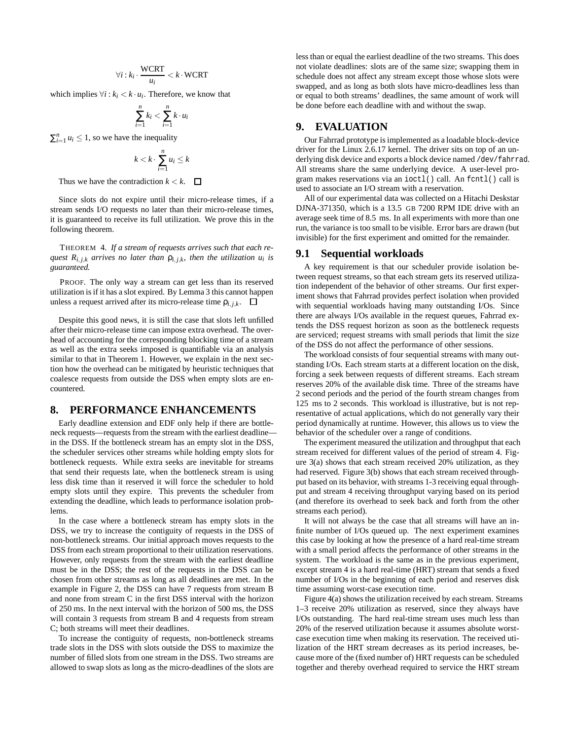$$\forall i : k_i \cdot \frac{\text{WCRT}}{u_i} < k \cdot \text{WCRT}$$

which implies $\forall i : k_i < k \cdot u_i$. Therefore, we know that

$$\sum_{i=1}^{n} k_i < \sum_{i=1}^{n} k \cdot u_i$$

$\sum_{i=1}^{n} u_i \leq 1$, so we have the inequality

$$k < k \cdot \sum_{i=1}^{n} u_i \leq k$$

Thus we have the contradiction $k < k$. □

Since slots do not expire until their micro-release times, if a stream sends I/O requests no later than their micro-release times, it is guaranteed to receive its full utilization. We prove this in the following theorem.

THEOREM 4. *If a stream of requests arrives such that each request $R_{i,j,k}$ arrives no later than $\rho_{i,j,k}$, then the utilization $u_i$ is guaranteed.*

PROOF. The only way a stream can get less than its reserved utilization is if it has a slot expired. By Lemma 3 this cannot happen unless a request arrived after its micro-release time $\rho_{i,j,k}$. □

Despite this good news, it is still the case that slots left unfilled after their micro-release time can impose extra overhead. The overhead of accounting for the corresponding blocking time of a stream as well as the extra seeks imposed is quantifiable via an analysis similar to that in Theorem 1. However, we explain in the next section how the overhead can be mitigated by heuristic techniques that coalesce requests from outside the DSS when empty slots are encountered.

# 8. PERFORMANCE ENHANCEMENTS

Early deadline extension and EDF only help if there are bottleneck requests—requests from the stream with the earliest deadline—in the DSS. If the bottleneck stream has an empty slot in the DSS, the scheduler services other streams while holding empty slots for bottleneck requests. While extra seeks are inevitable for streams that send their requests late, when the bottleneck stream is using less disk time than it reserved it will force the scheduler to hold empty slots until they expire. This prevents the scheduler from extending the deadline, which leads to performance isolation problems.

In the case where a bottleneck stream has empty slots in the DSS, we try to increase the contiguity of requests in the DSS of non-bottleneck streams. Our initial approach moves requests to the DSS from each stream proportional to their utilization reservations. However, only requests from the stream with the earliest deadline must be in the DSS; the rest of the requests in the DSS can be chosen from other streams as long as all deadlines are met. In the example in Figure 2, the DSS can have 7 requests from stream B and none from stream C in the first DSS interval with the horizon of 250 ms. In the next interval with the horizon of 500 ms, the DSS will contain 3 requests from stream B and 4 requests from stream C; both streams will meet their deadlines.

To increase the contiguity of requests, non-bottleneck streams trade slots in the DSS with slots outside the DSS to maximize the number of filled slots from one stream in the DSS. Two streams are allowed to swap slots as long as the micro-deadlines of the slots are less than or equal the earliest deadline of the two streams. This does not violate deadlines: slots are of the same size; swapping them in schedule does not affect any stream except those whose slots were swapped, and as long as both slots have micro-deadlines less than or equal to both streams' deadlines, the same amount of work will be done before each deadline with and without the swap.

# 9. EVALUATION

Our Fahrrad prototype is implemented as a loadable block-device driver for the Linux 2.6.17 kernel. The driver sits on top of an underlying disk device and exports a block device named `/dev/fahrrad`. All streams share the same underlying device. A user-level program makes reservations via an `ioctl()` call. An `fcntl()` call is used to associate an I/O stream with a reservation.

All of our experimental data was collected on a Hitachi Deskstar DJNA-371350, which is a 13.5 GB 7200 RPM IDE drive with an average seek time of 8.5 ms. In all experiments with more than one run, the variance is too small to be visible. Error bars are drawn (but invisible) for the first experiment and omitted for the remainder.

## 9.1 Sequential workloads

A key requirement is that our scheduler provide isolation between request streams, so that each stream gets its reserved utilization independent of the behavior of other streams. Our first experiment shows that Fahrrad provides perfect isolation when provided with sequential workloads having many outstanding I/Os. Since there are always I/Os available in the request queues, Fahrrad extends the DSS request horizon as soon as the bottleneck requests are serviced; request streams with small periods that limit the size of the DSS do not affect the performance of other sessions.

The workload consists of four sequential streams with many outstanding I/Os. Each stream starts at a different location on the disk, forcing a seek between requests of different streams. Each stream reserves 20% of the available disk time. Three of the streams have 2 second periods and the period of the fourth stream changes from 125 ms to 2 seconds. This workload is illustrative, but is not representative of actual applications, which do not generally vary their period dynamically at runtime. However, this allows us to view the behavior of the scheduler over a range of conditions.

The experiment measured the utilization and throughput that each stream received for different values of the period of stream 4. Figure 3(a) shows that each stream received 20% utilization, as they had reserved. Figure 3(b) shows that each stream received throughput based on its behavior, with streams 1-3 receiving equal throughput and stream 4 receiving throughput varying based on its period (and therefore its overhead to seek back and forth from the other streams each period).

It will not always be the case that all streams will have an infinite number of I/Os queued up. The next experiment examines this case by looking at how the presence of a hard real-time stream with a small period affects the performance of other streams in the system. The workload is the same as in the previous experiment, except stream 4 is a hard real-time (HRT) stream that sends a fixed number of I/Os in the beginning of each period and reserves disk time assuming worst-case execution time.

Figure 4(a) shows the utilization received by each stream. Streams 1–3 receive 20% utilization as reserved, since they always have I/Os outstanding. The hard real-time stream uses much less than 20% of the reserved utilization because it assumes absolute worst-case execution time when making its reservation. The received utilization of the HRT stream decreases as its period increases, because more of the (fixed number of) HRT requests can be scheduled together and thereby overhead required to service the HRT stream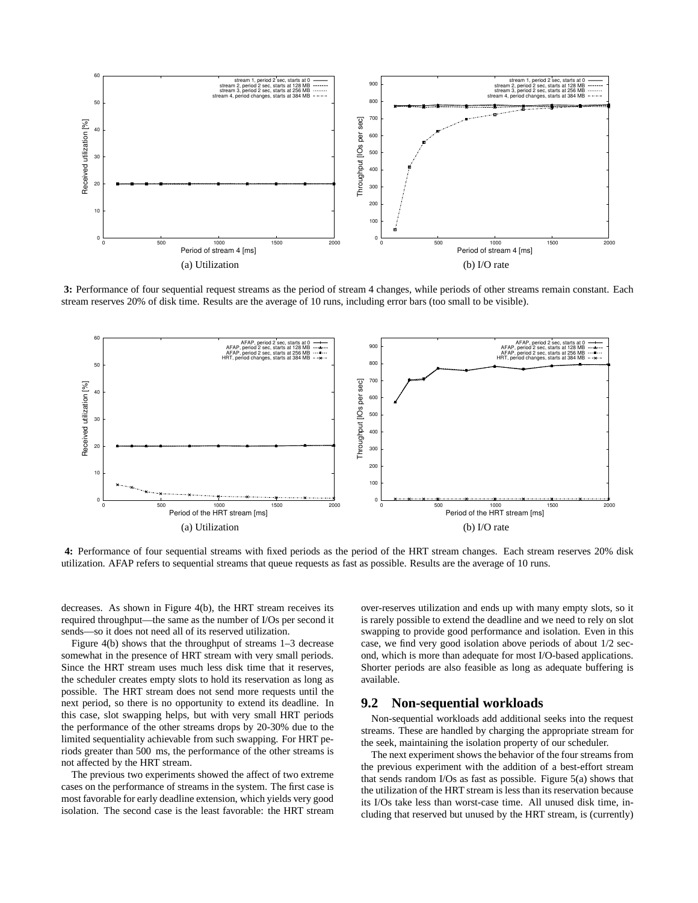(a) Utilization

(b) I/O rate

**3:** Performance of four sequential request streams as the period of stream 4 changes, while periods of other streams remain constant. Each stream reserves 20% of disk time. Results are the average of 10 runs, including error bars (too small to be visible).

(a) Utilization

(b) I/O rate

**4:** Performance of four sequential streams with fixed periods as the period of the HRT stream changes. Each stream reserves 20% disk utilization. AFAP refers to sequential streams that queue requests as fast as possible. Results are the average of 10 runs.

decreases. As shown in Figure 4(b), the HRT stream receives its required throughput—the same as the number of I/Os per second it sends—so it does not need all of its reserved utilization.

Figure 4(b) shows that the throughput of streams 1–3 decrease somewhat in the presence of HRT stream with very small periods. Since the HRT stream uses much less disk time that it reserves, the scheduler creates empty slots to hold its reservation as long as possible. The HRT stream does not send more requests until the next period, so there is no opportunity to extend its deadline. In this case, slot swapping helps, but with very small HRT periods the performance of the other streams drops by 20-30% due to the limited sequentiality achievable from such swapping. For HRT periods greater than 500 ms, the performance of the other streams is not affected by the HRT stream.

The previous two experiments showed the affect of two extreme cases on the performance of streams in the system. The first case is most favorable for early deadline extension, which yields very good isolation. The second case is the least favorable: the HRT stream over-reserves utilization and ends up with many empty slots, so it is rarely possible to extend the deadline and we need to rely on slot swapping to provide good performance and isolation. Even in this case, we find very good isolation above periods of about 1/2 second, which is more than adequate for most I/O-based applications. Shorter periods are also feasible as long as adequate buffering is available.

## 9.2 Non-sequential workloads

Non-sequential workloads add additional seeks into the request streams. These are handled by charging the appropriate stream for the seek, maintaining the isolation property of our scheduler.

The next experiment shows the behavior of the four streams from the previous experiment with the addition of a best-effort stream that sends random I/Os as fast as possible. Figure 5(a) shows that the utilization of the HRT stream is less than its reservation because its I/Os take less than worst-case time. All unused disk time, including that reserved but unused by the HRT stream, is (currently)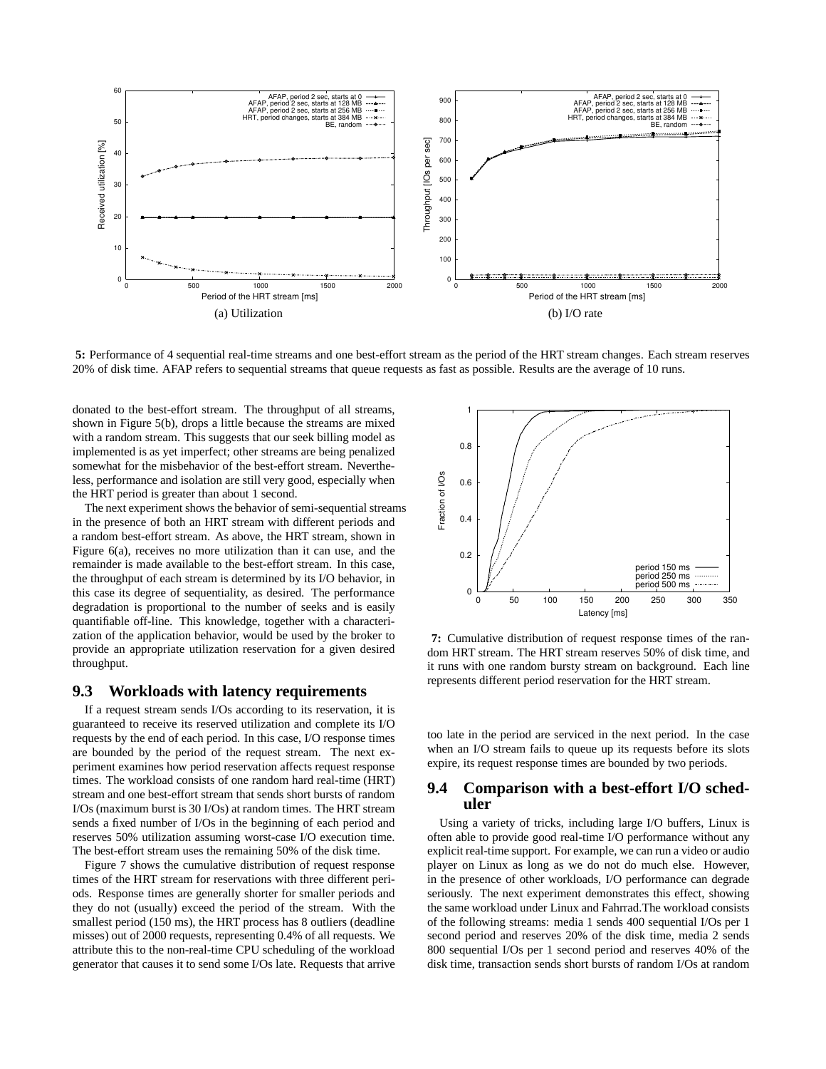(a) Utilization

(b) I/O rate

**5:** Performance of 4 sequential real-time streams and one best-effort stream as the period of the HRT stream changes. Each stream reserves 20% of disk time. AFAP refers to sequential streams that queue requests as fast as possible. Results are the average of 10 runs.

donated to the best-effort stream. The throughput of all streams, shown in Figure 5(b), drops a little because the streams are mixed with a random stream. This suggests that our seek billing model as implemented is as yet imperfect; other streams are being penalized somewhat for the misbehavior of the best-effort stream. Nevertheless, performance and isolation are still very good, especially when the HRT period is greater than about 1 second.

The next experiment shows the behavior of semi-sequential streams in the presence of both an HRT stream with different periods and a random best-effort stream. As above, the HRT stream, shown in Figure 6(a), receives no more utilization than it can use, and the remainder is made available to the best-effort stream. In this case, the throughput of each stream is determined by its I/O behavior, in this case its degree of sequentiality, as desired. The performance degradation is proportional to the number of seeks and is easily quantifiable off-line. This knowledge, together with a characterization of the application behavior, would be used by the broker to provide an appropriate utilization reservation for a given desired throughput.

## 9.3 Workloads with latency requirements

If a request stream sends I/Os according to its reservation, it is guaranteed to receive its reserved utilization and complete its I/O requests by the end of each period. In this case, I/O response times are bounded by the period of the request stream. The next experiment examines how period reservation affects request response times. The workload consists of one random hard real-time (HRT) stream and one best-effort stream that sends short bursts of random I/Os (maximum burst is 30 I/Os) at random times. The HRT stream sends a fixed number of I/Os in the beginning of each period and reserves 50% utilization assuming worst-case I/O execution time. The best-effort stream uses the remaining 50% of the disk time.

Figure 7 shows the cumulative distribution of request response times of the HRT stream for reservations with three different periods. Response times are generally shorter for smaller periods and they do not (usually) exceed the period of the stream. With the smallest period (150 ms), the HRT process has 8 outliers (deadline misses) out of 2000 requests, representing 0.4% of all requests. We attribute this to the non-real-time CPU scheduling of the workload generator that causes it to send some I/Os late. Requests that arrive too late in the period are serviced in the next period. In the case when an I/O stream fails to queue up its requests before its slots expire, its request response times are bounded by two periods.

**7:** Cumulative distribution of request response times of the random HRT stream. The HRT stream reserves 50% of disk time, and it runs with one random bursty stream on background. Each line represents different period reservation for the HRT stream.

## 9.4 Comparison with a best-effort I/O scheduler

Using a variety of tricks, including large I/O buffers, Linux is often able to provide good real-time I/O performance without any explicit real-time support. For example, we can run a video or audio player on Linux as long as we do not do much else. However, in the presence of other workloads, I/O performance can degrade seriously. The next experiment demonstrates this effect, showing the same workload under Linux and Fahrrad.The workload consists of the following streams: media 1 sends 400 sequential I/Os per 1 second period and reserves 20% of the disk time, media 2 sends 800 sequential I/Os per 1 second period and reserves 40% of the disk time, transaction sends short bursts of random I/Os at random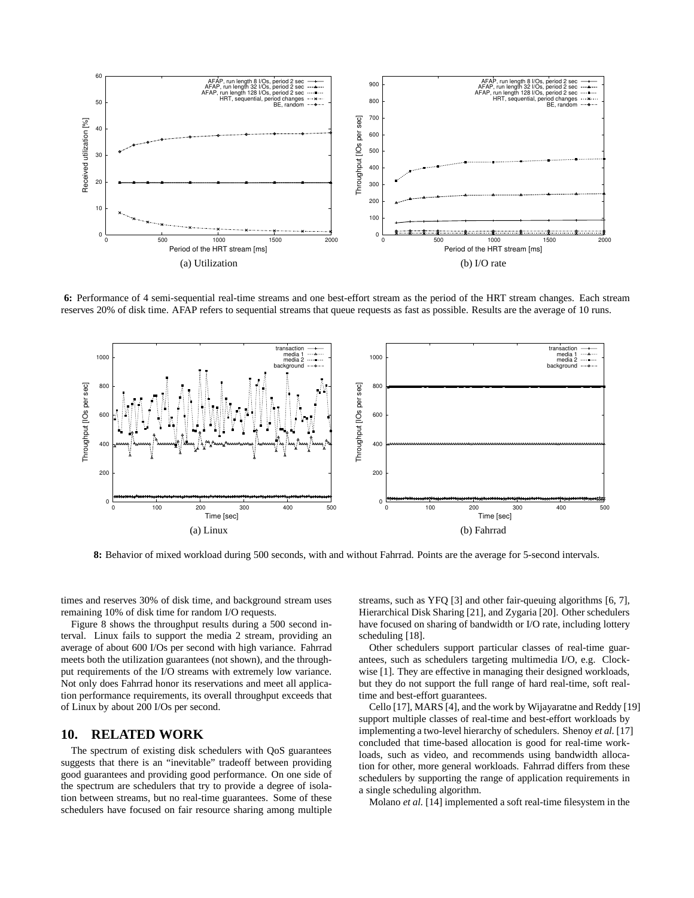(a) Utilization

(b) I/O rate

**6:** Performance of 4 semi-sequential real-time streams and one best-effort stream as the period of the HRT stream changes. Each stream reserves 20% of disk time. AFAP refers to sequential streams that queue requests as fast as possible. Results are the average of 10 runs.

(a) Linux

(b) Fahrrad

**8:** Behavior of mixed workload during 500 seconds, with and without Fahrrad. Points are the average for 5-second intervals.

times and reserves 30% of disk time, and background stream uses remaining 10% of disk time for random I/O requests.

Figure 8 shows the throughput results during a 500 second interval. Linux fails to support the media 2 stream, providing an average of about 600 I/Os per second with high variance. Fahrrad meets both the utilization guarantees (not shown), and the throughput requirements of the I/O streams with extremely low variance. Not only does Fahrrad honor its reservations and meet all application performance requirements, its overall throughput exceeds that of Linux by about 200 I/Os per second.

## 10. RELATED WORK

The spectrum of existing disk schedulers with QoS guarantees suggests that there is an "inevitable" tradeoff between providing good guarantees and providing good performance. On one side of the spectrum are schedulers that try to provide a degree of isolation between streams, but no real-time guarantees. Some of these schedulers have focused on fair resource sharing among multiple streams, such as YFQ [3] and other fair-queuing algorithms [6, 7], Hierarchical Disk Sharing [21], and Zygaria [20]. Other schedulers have focused on sharing of bandwidth or I/O rate, including lottery scheduling [18].

Other schedulers support particular classes of real-time guarantees, such as schedulers targeting multimedia I/O, e.g. Clockwise [1]. They are effective in managing their designed workloads, but they do not support the full range of hard real-time, soft real-time and best-effort guarantees.

Cello [17], MARS [4], and the work by Wijayaratne and Reddy [19] support multiple classes of real-time and best-effort workloads by implementing a two-level hierarchy of schedulers. Shenoy *et al.* [17] concluded that time-based allocation is good for real-time workloads, such as video, and recommends using bandwidth allocation for other, more general workloads. Fahrrad differs from these schedulers by supporting the range of application requirements in a single scheduling algorithm.

Molano *et al.* [14] implemented a soft real-time filesystem in the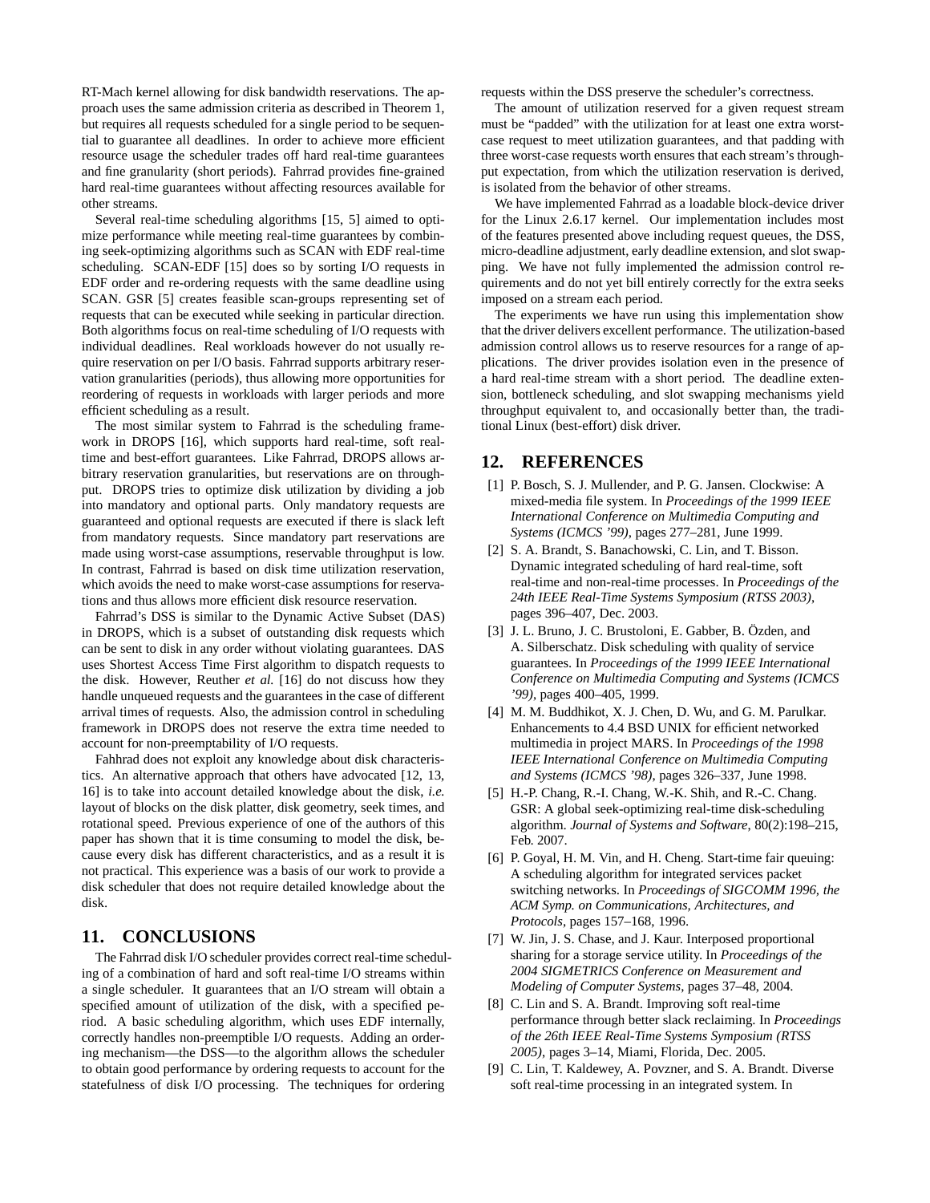RT-Mach kernel allowing for disk bandwidth reservations. The approach uses the same admission criteria as described in Theorem 1, but requires all requests scheduled for a single period to be sequential to guarantee all deadlines. In order to achieve more efficient resource usage the scheduler trades off hard real-time guarantees and fine granularity (short periods). Fahrrad provides fine-grained hard real-time guarantees without affecting resources available for other streams.

Several real-time scheduling algorithms [15, 5] aimed to optimize performance while meeting real-time guarantees by combining seek-optimizing algorithms such as SCAN with EDF real-time scheduling. SCAN-EDF [15] does so by sorting I/O requests in EDF order and re-ordering requests with the same deadline using SCAN. GSR [5] creates feasible scan-groups representing set of requests that can be executed while seeking in particular direction. Both algorithms focus on real-time scheduling of I/O requests with individual deadlines. Real workloads however do not usually require reservation on per I/O basis. Fahrrad supports arbitrary reservation granularities (periods), thus allowing more opportunities for reordering of requests in workloads with larger periods and more efficient scheduling as a result.

The most similar system to Fahrrad is the scheduling framework in DROPS [16], which supports hard real-time, soft real-time and best-effort guarantees. Like Fahrrad, DROPS allows arbitrary reservation granularities, but reservations are on throughput. DROPS tries to optimize disk utilization by dividing a job into mandatory and optional parts. Only mandatory requests are guaranteed and optional requests are executed if there is slack left from mandatory requests. Since mandatory part reservations are made using worst-case assumptions, reservable throughput is low. In contrast, Fahrrad is based on disk time utilization reservation, which avoids the need to make worst-case assumptions for reservations and thus allows more efficient disk resource reservation.

Fahrrad's DSS is similar to the Dynamic Active Subset (DAS) in DROPS, which is a subset of outstanding disk requests which can be sent to disk in any order without violating guarantees. DAS uses Shortest Access Time First algorithm to dispatch requests to the disk. However, Reuther *et al.* [16] do not discuss how they handle unqueued requests and the guarantees in the case of different arrival times of requests. Also, the admission control in scheduling framework in DROPS does not reserve the extra time needed to account for non-preemptability of I/O requests.

Fahhrad does not exploit any knowledge about disk characteristics. An alternative approach that others have advocated [12, 13, 16] is to take into account detailed knowledge about the disk, *i.e.* layout of blocks on the disk platter, disk geometry, seek times, and rotational speed. Previous experience of one of the authors of this paper has shown that it is time consuming to model the disk, because every disk has different characteristics, and as a result it is not practical. This experience was a basis of our work to provide a disk scheduler that does not require detailed knowledge about the disk.

## 11. CONCLUSIONS

The Fahrrad disk I/O scheduler provides correct real-time scheduling of a combination of hard and soft real-time I/O streams within a single scheduler. It guarantees that an I/O stream will obtain a specified amount of utilization of the disk, with a specified period. A basic scheduling algorithm, which uses EDF internally, correctly handles non-preemptible I/O requests. Adding an ordering mechanism—the DSS—to the algorithm allows the scheduler to obtain good performance by ordering requests to account for the statefulness of disk I/O processing. The techniques for ordering requests within the DSS preserve the scheduler's correctness.

The amount of utilization reserved for a given request stream must be "padded" with the utilization for at least one extra worst-case request to meet utilization guarantees, and that padding with three worst-case requests worth ensures that each stream's throughput expectation, from which the utilization reservation is derived, is isolated from the behavior of other streams.

We have implemented Fahrrad as a loadable block-device driver for the Linux 2.6.17 kernel. Our implementation includes most of the features presented above including request queues, the DSS, micro-deadline adjustment, early deadline extension, and slot swapping. We have not fully implemented the admission control requirements and do not yet bill entirely correctly for the extra seeks imposed on a stream each period.

The experiments we have run using this implementation show that the driver delivers excellent performance. The utilization-based admission control allows us to reserve resources for a range of applications. The driver provides isolation even in the presence of a hard real-time stream with a short period. The deadline extension, bottleneck scheduling, and slot swapping mechanisms yield throughput equivalent to, and occasionally better than, the traditional Linux (best-effort) disk driver.

## 12. REFERENCES

[1] P. Bosch, S. J. Mullender, and P. G. Jansen. Clockwise: A mixed-media file system. In *Proceedings of the 1999 IEEE International Conference on Multimedia Computing and Systems (ICMCS '99)*, pages 277–281, June 1999.

[2] S. A. Brandt, S. Banachowski, C. Lin, and T. Bisson. Dynamic integrated scheduling of hard real-time, soft real-time and non-real-time processes. In *Proceedings of the 24th IEEE Real-Time Systems Symposium (RTSS 2003)*, pages 396–407, Dec. 2003.

[3] J. L. Bruno, J. C. Brustoloni, E. Gabber, B. Özden, and A. Silberschatz. Disk scheduling with quality of service guarantees. In *Proceedings of the 1999 IEEE International Conference on Multimedia Computing and Systems (ICMCS '99)*, pages 400–405, 1999.

[4] M. M. Buddhikot, X. J. Chen, D. Wu, and G. M. Parulkar. Enhancements to 4.4 BSD UNIX for efficient networked multimedia in project MARS. In *Proceedings of the 1998 IEEE International Conference on Multimedia Computing and Systems (ICMCS '98)*, pages 326–337, June 1998.

[5] H.-P. Chang, R.-I. Chang, W.-K. Shih, and R.-C. Chang. GSR: A global seek-optimizing real-time disk-scheduling algorithm. *Journal of Systems and Software*, 80(2):198–215, Feb. 2007.

[6] P. Goyal, H. M. Vin, and H. Cheng. Start-time fair queuing: A scheduling algorithm for integrated services packet switching networks. In *Proceedings of SIGCOMM 1996, the ACM Symp. on Communications, Architectures, and Protocols*, pages 157–168, 1996.

[7] W. Jin, J. S. Chase, and J. Kaur. Interposed proportional sharing for a storage service utility. In *Proceedings of the 2004 SIGMETRICS Conference on Measurement and Modeling of Computer Systems*, pages 37–48, 2004.

[8] C. Lin and S. A. Brandt. Improving soft real-time performance through better slack reclaiming. In *Proceedings of the 26th IEEE Real-Time Systems Symposium (RTSS 2005)*, pages 3–14, Miami, Florida, Dec. 2005.

[9] C. Lin, T. Kaldewey, A. Povzner, and S. A. Brandt. Diverse soft real-time processing in an integrated system. In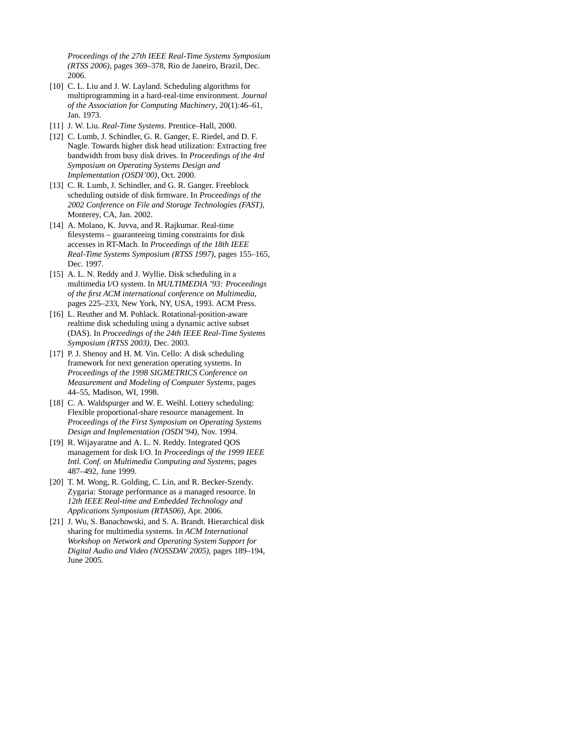*Proceedings of the 27th IEEE Real-Time Systems Symposium (RTSS 2006)*, pages 369–378, Rio de Janeiro, Brazil, Dec. 2006.

[10] C. L. Liu and J. W. Layland. Scheduling algorithms for multiprogramming in a hard-real-time environment. *Journal of the Association for Computing Machinery*, 20(1):46–61, Jan. 1973.

[11] J. W. Liu. *Real-Time Systems*. Prentice–Hall, 2000.

[12] C. Lumb, J. Schindler, G. R. Ganger, E. Riedel, and D. F. Nagle. Towards higher disk head utilization: Extracting free bandwidth from busy disk drives. In *Proceedings of the 4rd Symposium on Operating Systems Design and Implementation (OSDI'00)*, Oct. 2000.

[13] C. R. Lumb, J. Schindler, and G. R. Ganger. Freeblock scheduling outside of disk firmware. In *Proceedings of the 2002 Conference on File and Storage Technologies (FAST)*, Monterey, CA, Jan. 2002.

[14] A. Molano, K. Juvva, and R. Rajkumar. Real-time filesystems – guaranteeing timing constraints for disk accesses in RT-Mach. In *Proceedings of the 18th IEEE Real-Time Systems Symposium (RTSS 1997)*, pages 155–165, Dec. 1997.

[15] A. L. N. Reddy and J. Wyllie. Disk scheduling in a multimedia I/O system. In *MULTIMEDIA '93: Proceedings of the first ACM international conference on Multimedia*, pages 225–233, New York, NY, USA, 1993. ACM Press.

[16] L. Reuther and M. Pohlack. Rotational-position-aware realtime disk scheduling using a dynamic active subset (DAS). In *Proceedings of the 24th IEEE Real-Time Systems Symposium (RTSS 2003)*, Dec. 2003.

[17] P. J. Shenoy and H. M. Vin. Cello: A disk scheduling framework for next generation operating systems. In *Proceedings of the 1998 SIGMETRICS Conference on Measurement and Modeling of Computer Systems*, pages 44–55, Madison, WI, 1998.

[18] C. A. Waldspurger and W. E. Weihl. Lottery scheduling: Flexible proportional-share resource management. In *Proceedings of the First Symposium on Operating Systems Design and Implementation (OSDI'94)*, Nov. 1994.

[19] R. Wijayaratne and A. L. N. Reddy. Integrated QOS management for disk I/O. In *Proceedings of the 1999 IEEE Intl. Conf. on Multimedia Computing and Systems*, pages 487–492, June 1999.

[20] T. M. Wong, R. Golding, C. Lin, and R. Becker-Szendy. Zygaria: Storage performance as a managed resource. In *12th IEEE Real-time and Embedded Technology and Applications Symposium (RTAS06)*, Apr. 2006.

[21] J. Wu, S. Banachowski, and S. A. Brandt. Hierarchical disk sharing for multimedia systems. In *ACM International Workshop on Network and Operating System Support for Digital Audio and Video (NOSSDAV 2005)*, pages 189–194, June 2005.